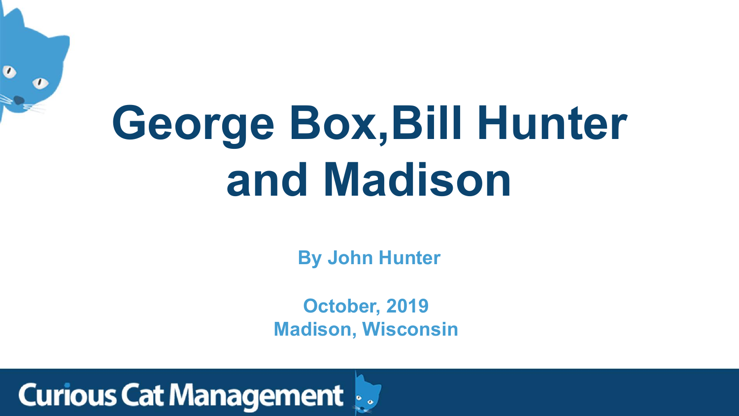# George Box,Bill Hunter and Madison

**By John Hunter**

**October, 2019**
**Madison, Wisconsin**

Curious Cat Management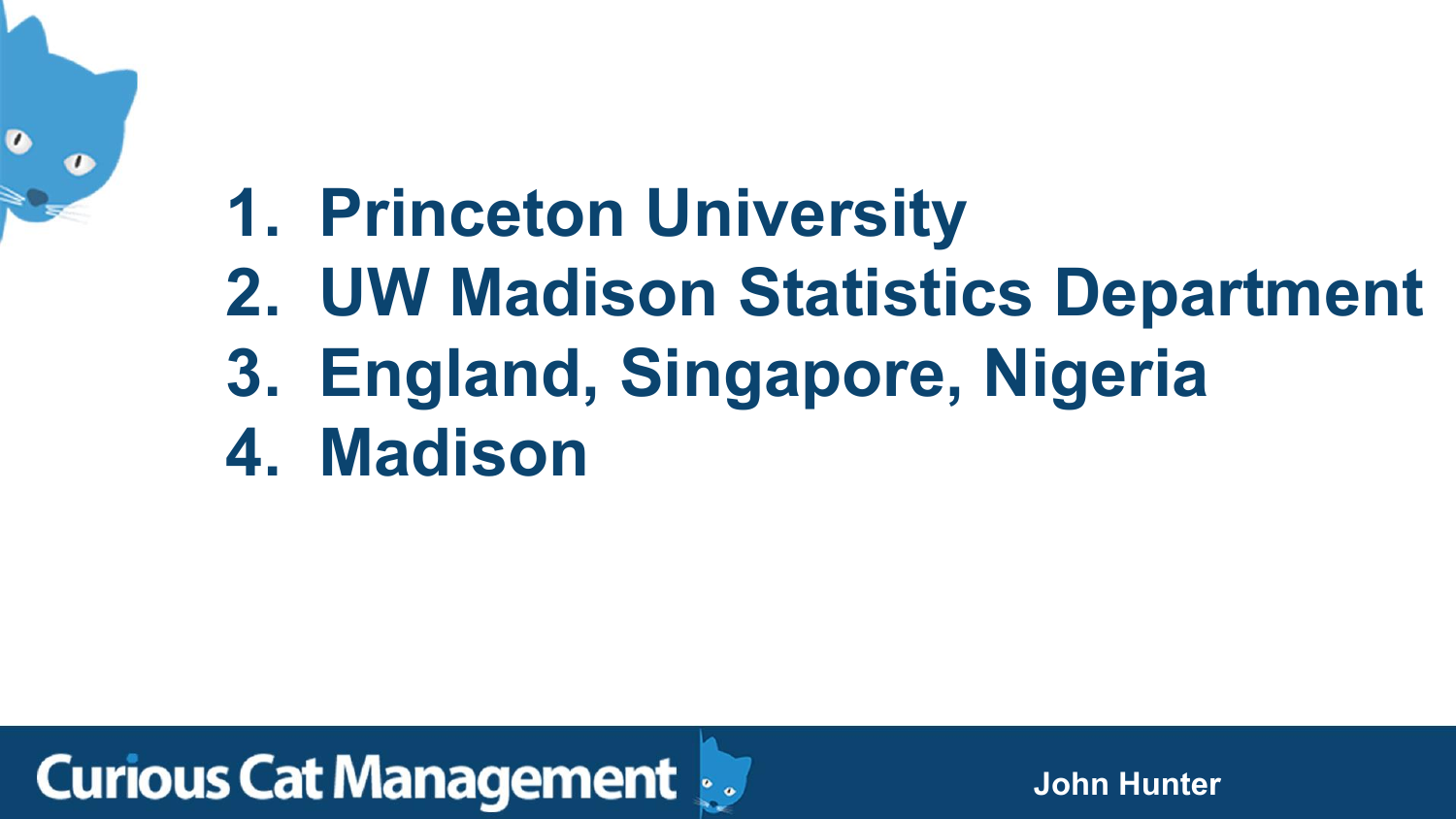1. Princeton University
2. UW Madison Statistics Department
3. England, Singapore, Nigeria
4. Madison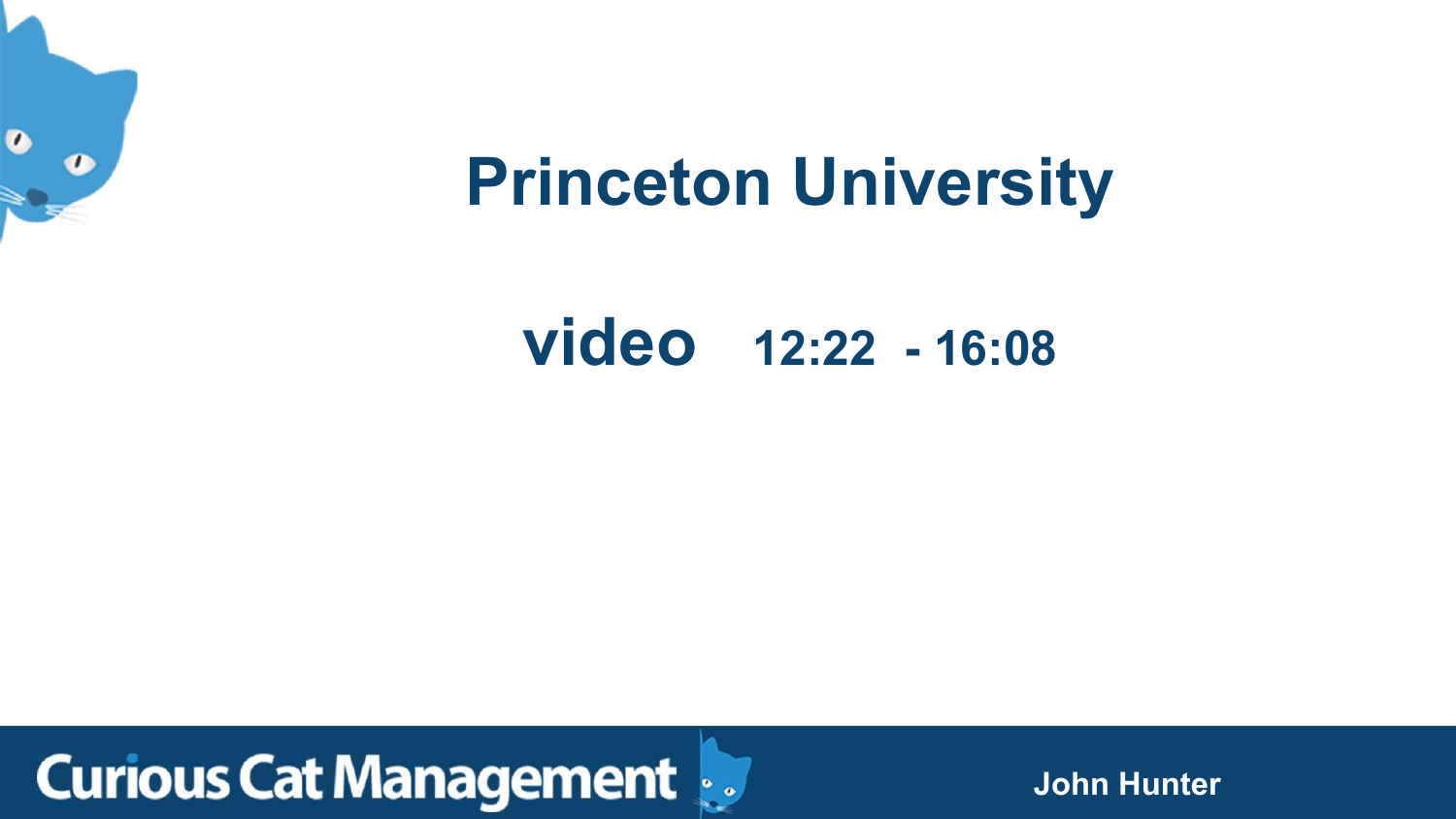# Princeton University

## video 12:22 - 16:08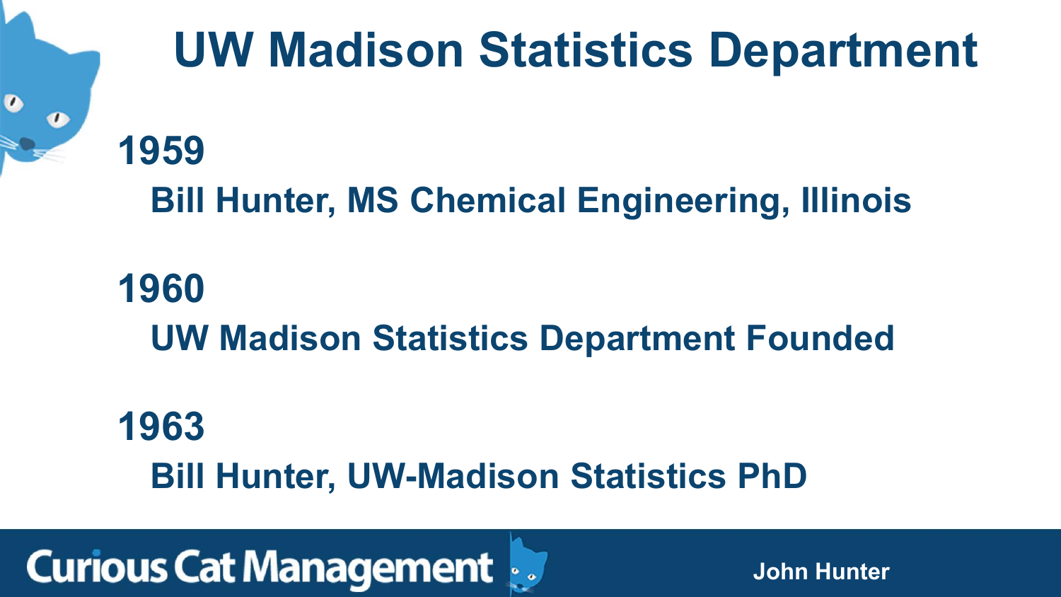# UW Madison Statistics Department

**1959**

**Bill Hunter, MS Chemical Engineering, Illinois**

**1960**

**UW Madison Statistics Department Founded**

**1963**

**Bill Hunter, UW-Madison Statistics PhD**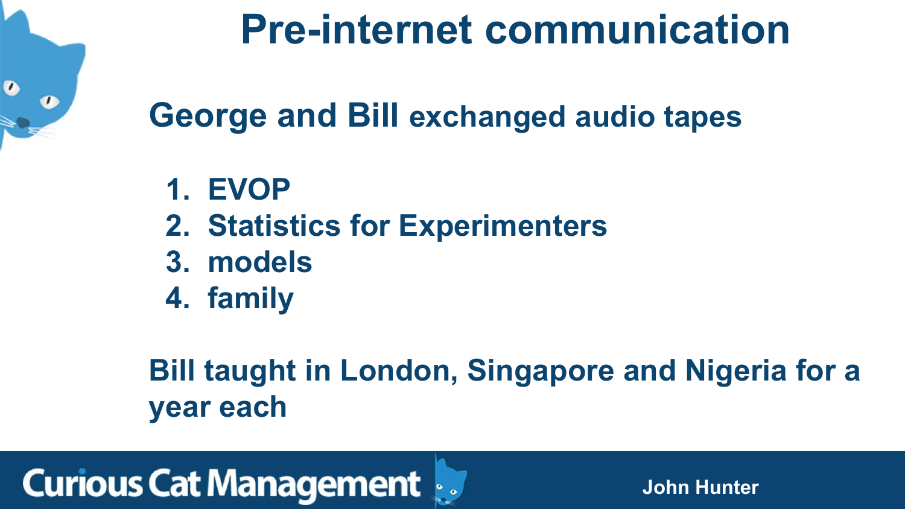# Pre-internet communication

**George and Bill exchanged audio tapes**

1. EVOP
2. Statistics for Experimenters
3. models
4. family

**Bill taught in London, Singapore and Nigeria for a year each**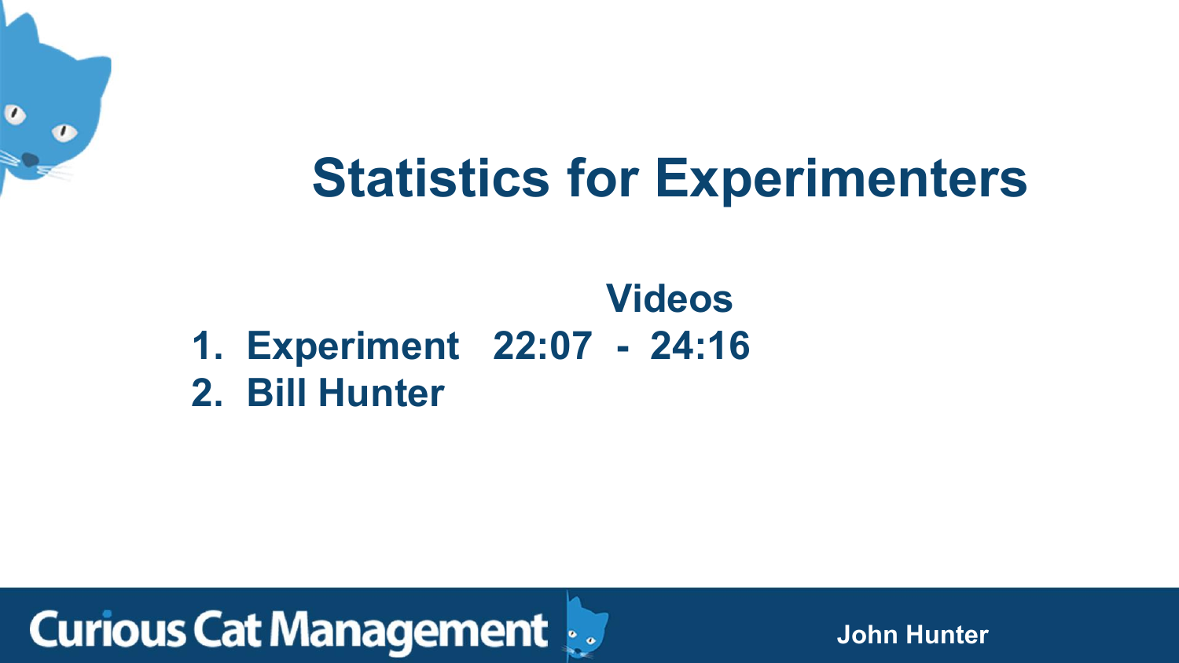# Statistics for Experimenters

**Videos**

1. Experiment 22:07 - 24:16
2. Bill Hunter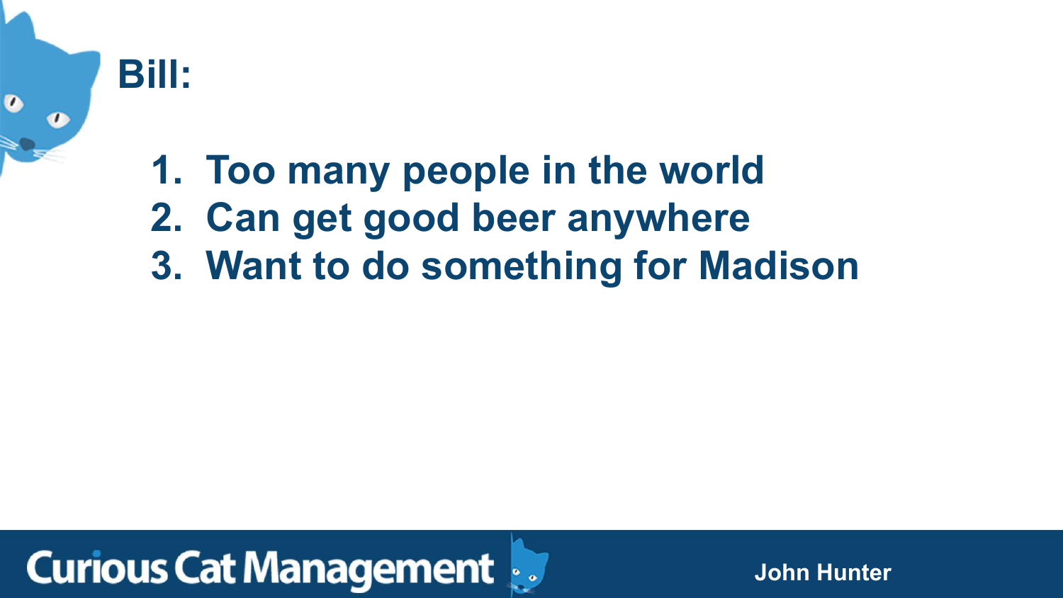## Bill:

1. Too many people in the world
2. Can get good beer anywhere
3. Want to do something for Madison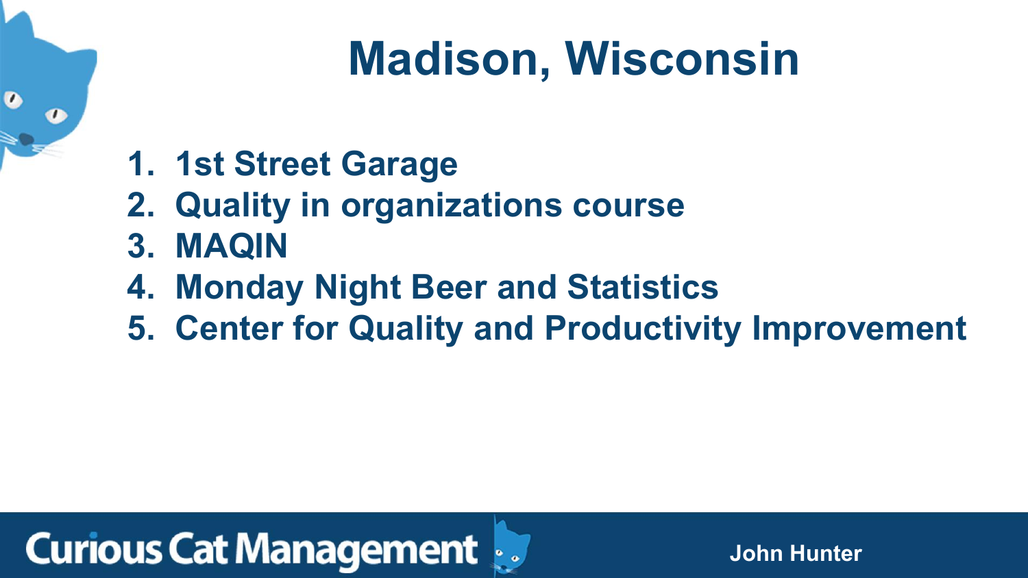# Madison, Wisconsin

1. 1st Street Garage
2. Quality in organizations course
3. MAQIN
4. Monday Night Beer and Statistics
5. Center for Quality and Productivity Improvement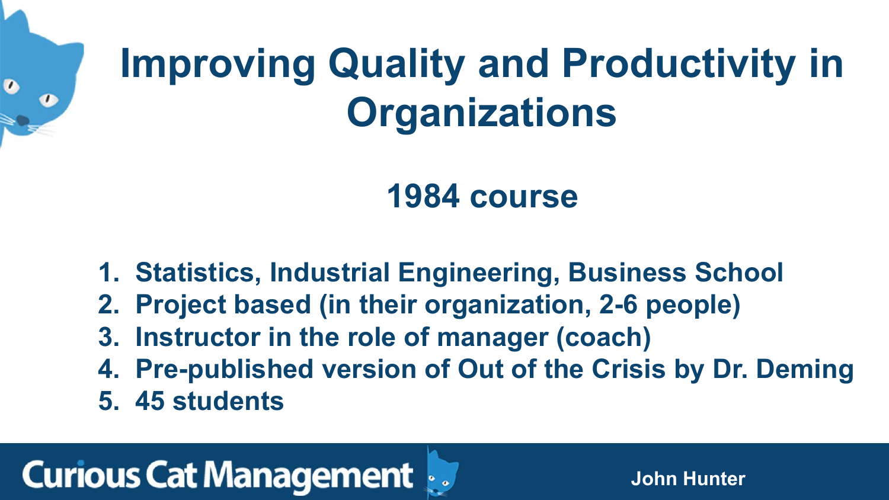# Improving Quality and Productivity in Organizations

## 1984 course

1. Statistics, Industrial Engineering, Business School
2. Project based (in their organization, 2-6 people)
3. Instructor in the role of manager (coach)
4. Pre-published version of Out of the Crisis by Dr. Deming
5. 45 students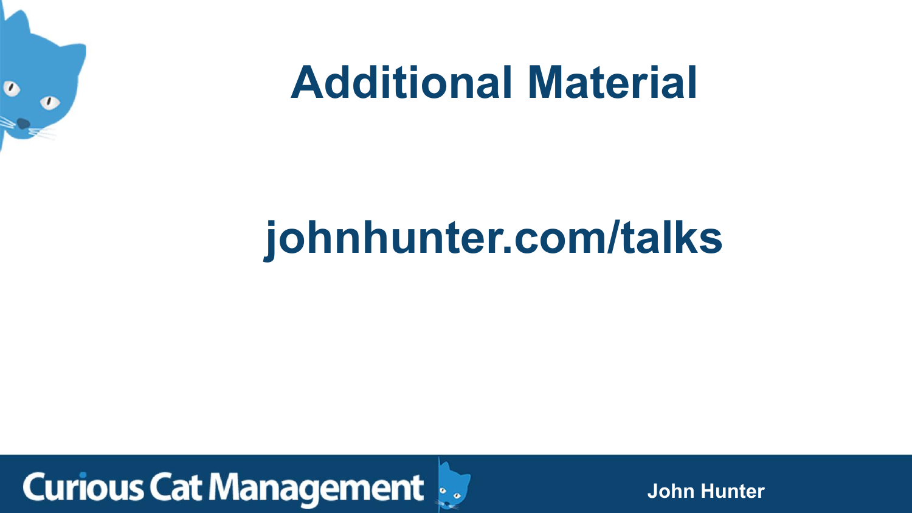# Additional Material

**johnhunter.com/talks**